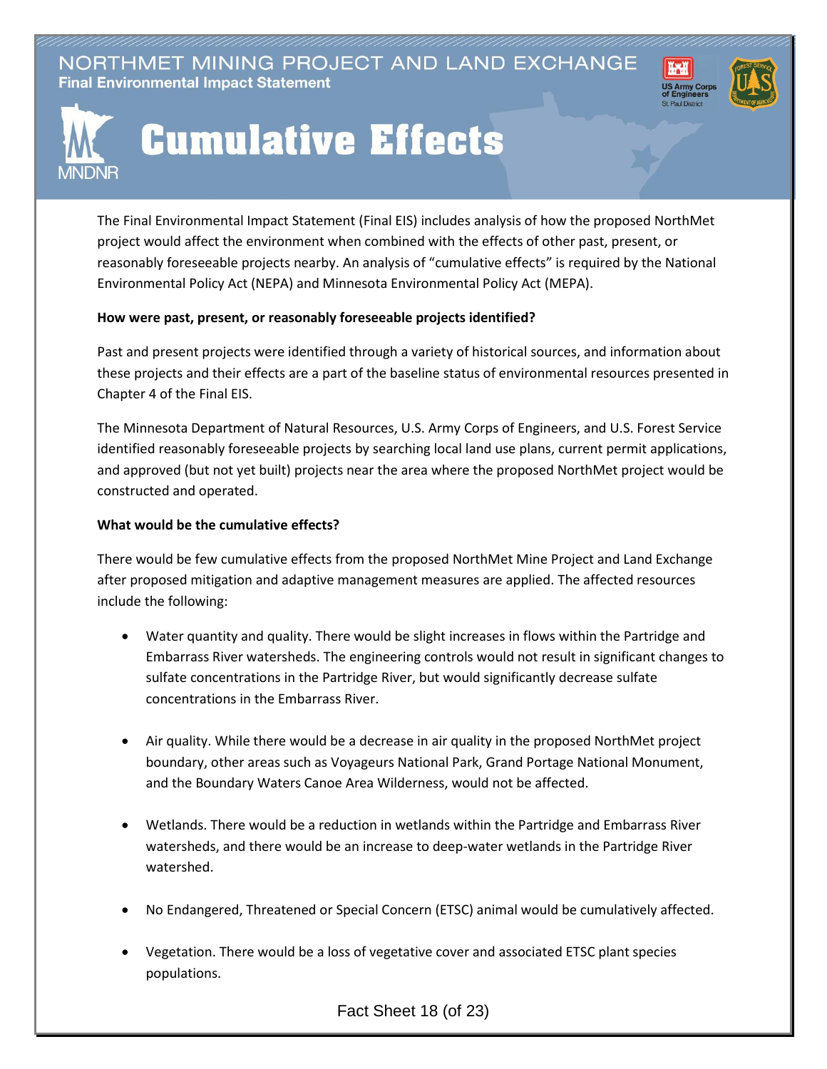NORTHMET MINING PROJECT AND LAND EXCHANGE
**Final Environmental Impact Statement**

# Cumulative Effects

The Final Environmental Impact Statement (Final EIS) includes analysis of how the proposed NorthMet project would affect the environment when combined with the effects of other past, present, or reasonably foreseeable projects nearby. An analysis of "cumulative effects" is required by the National Environmental Policy Act (NEPA) and Minnesota Environmental Policy Act (MEPA).

**How were past, present, or reasonably foreseeable projects identified?**

Past and present projects were identified through a variety of historical sources, and information about these projects and their effects are a part of the baseline status of environmental resources presented in Chapter 4 of the Final EIS.

The Minnesota Department of Natural Resources, U.S. Army Corps of Engineers, and U.S. Forest Service identified reasonably foreseeable projects by searching local land use plans, current permit applications, and approved (but not yet built) projects near the area where the proposed NorthMet project would be constructed and operated.

**What would be the cumulative effects?**

There would be few cumulative effects from the proposed NorthMet Mine Project and Land Exchange after proposed mitigation and adaptive management measures are applied. The affected resources include the following:

- Water quantity and quality. There would be slight increases in flows within the Partridge and Embarrass River watersheds. The engineering controls would not result in significant changes to sulfate concentrations in the Partridge River, but would significantly decrease sulfate concentrations in the Embarrass River.
- Air quality. While there would be a decrease in air quality in the proposed NorthMet project boundary, other areas such as Voyageurs National Park, Grand Portage National Monument, and the Boundary Waters Canoe Area Wilderness, would not be affected.
- Wetlands. There would be a reduction in wetlands within the Partridge and Embarrass River watersheds, and there would be an increase to deep-water wetlands in the Partridge River watershed.
- No Endangered, Threatened or Special Concern (ETSC) animal would be cumulatively affected.
- Vegetation. There would be a loss of vegetative cover and associated ETSC plant species populations.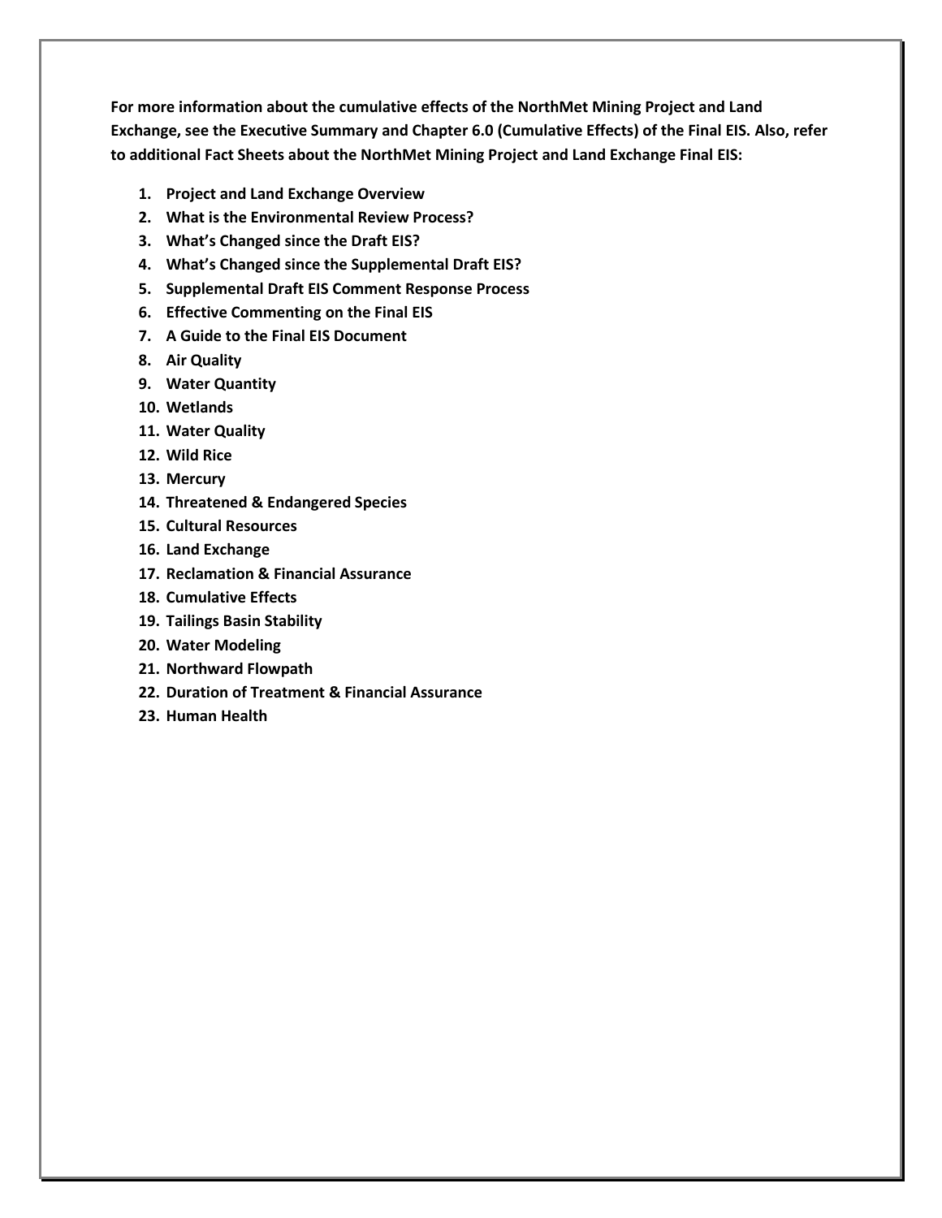**For more information about the cumulative effects of the NorthMet Mining Project and Land Exchange, see the Executive Summary and Chapter 6.0 (Cumulative Effects) of the Final EIS. Also, refer to additional Fact Sheets about the NorthMet Mining Project and Land Exchange Final EIS:**

1. **Project and Land Exchange Overview**
2. **What is the Environmental Review Process?**
3. **What's Changed since the Draft EIS?**
4. **What's Changed since the Supplemental Draft EIS?**
5. **Supplemental Draft EIS Comment Response Process**
6. **Effective Commenting on the Final EIS**
7. **A Guide to the Final EIS Document**
8. **Air Quality**
9. **Water Quantity**
10. **Wetlands**
11. **Water Quality**
12. **Wild Rice**
13. **Mercury**
14. **Threatened & Endangered Species**
15. **Cultural Resources**
16. **Land Exchange**
17. **Reclamation & Financial Assurance**
18. **Cumulative Effects**
19. **Tailings Basin Stability**
20. **Water Modeling**
21. **Northward Flowpath**
22. **Duration of Treatment & Financial Assurance**
23. **Human Health**